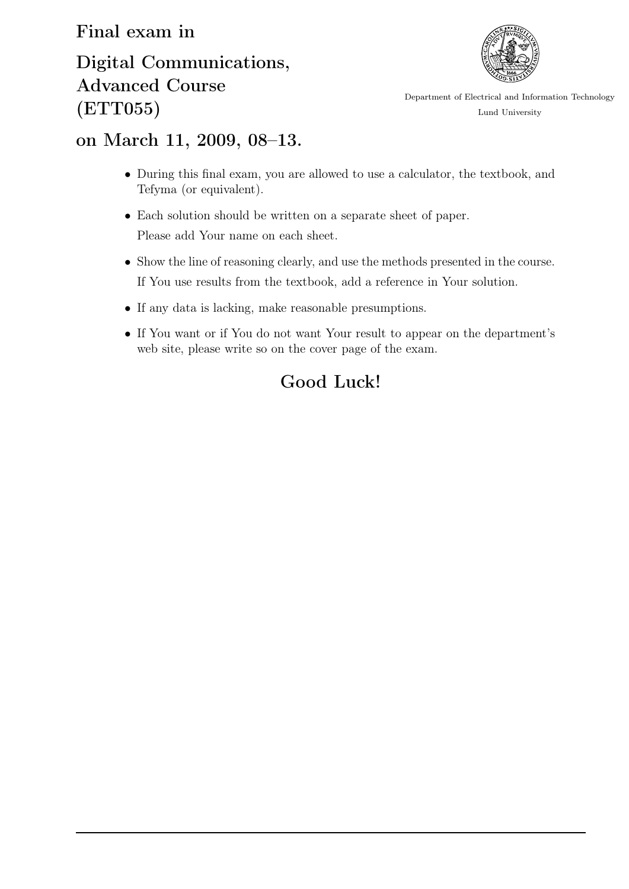# Final exam in

# Digital Communications, Advanced Course (ETT055)

# on March 11, 2009, 08–13.

Department of Electrical and Information Technology

Lund University

- During this final exam, you are allowed to use a calculator, the textbook, and Tefyma (or equivalent).
- Each solution should be written on a separate sheet of paper.
  Please add Your name on each sheet.
- Show the line of reasoning clearly, and use the methods presented in the course.
  If You use results from the textbook, add a reference in Your solution.
- If any data is lacking, make reasonable presumptions.
- If You want or if You do not want Your result to appear on the department's web site, please write so on the cover page of the exam.

## Good Luck!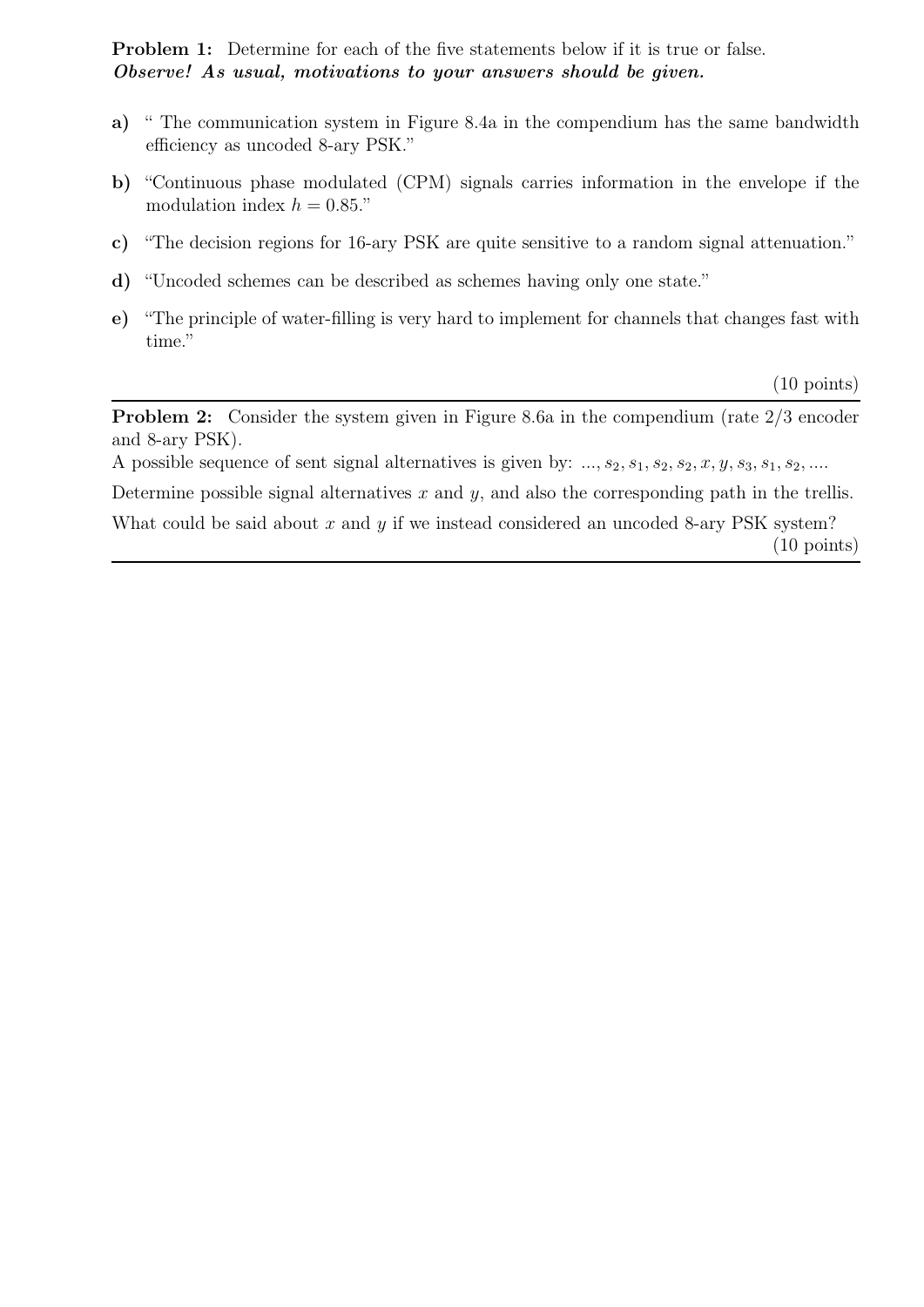**Problem 1:** Determine for each of the five statements below if it is true or false.
***Observe! As usual, motivations to your answers should be given.***

**a)** " The communication system in Figure 8.4a in the compendium has the same bandwidth efficiency as uncoded 8-ary PSK."

**b)** "Continuous phase modulated (CPM) signals carries information in the envelope if the modulation index $h = 0.85$."

**c)** "The decision regions for 16-ary PSK are quite sensitive to a random signal attenuation."

**d)** "Uncoded schemes can be described as schemes having only one state."

**e)** "The principle of water-filling is very hard to implement for channels that changes fast with time."

(10 points)

---

**Problem 2:** Consider the system given in Figure 8.6a in the compendium (rate 2/3 encoder and 8-ary PSK).

A possible sequence of sent signal alternatives is given by: $..., s_2, s_1, s_2, s_2, x, y, s_3, s_1, s_2, ....$

Determine possible signal alternatives $x$ and $y$, and also the corresponding path in the trellis.

What could be said about $x$ and $y$ if we instead considered an uncoded 8-ary PSK system?

(10 points)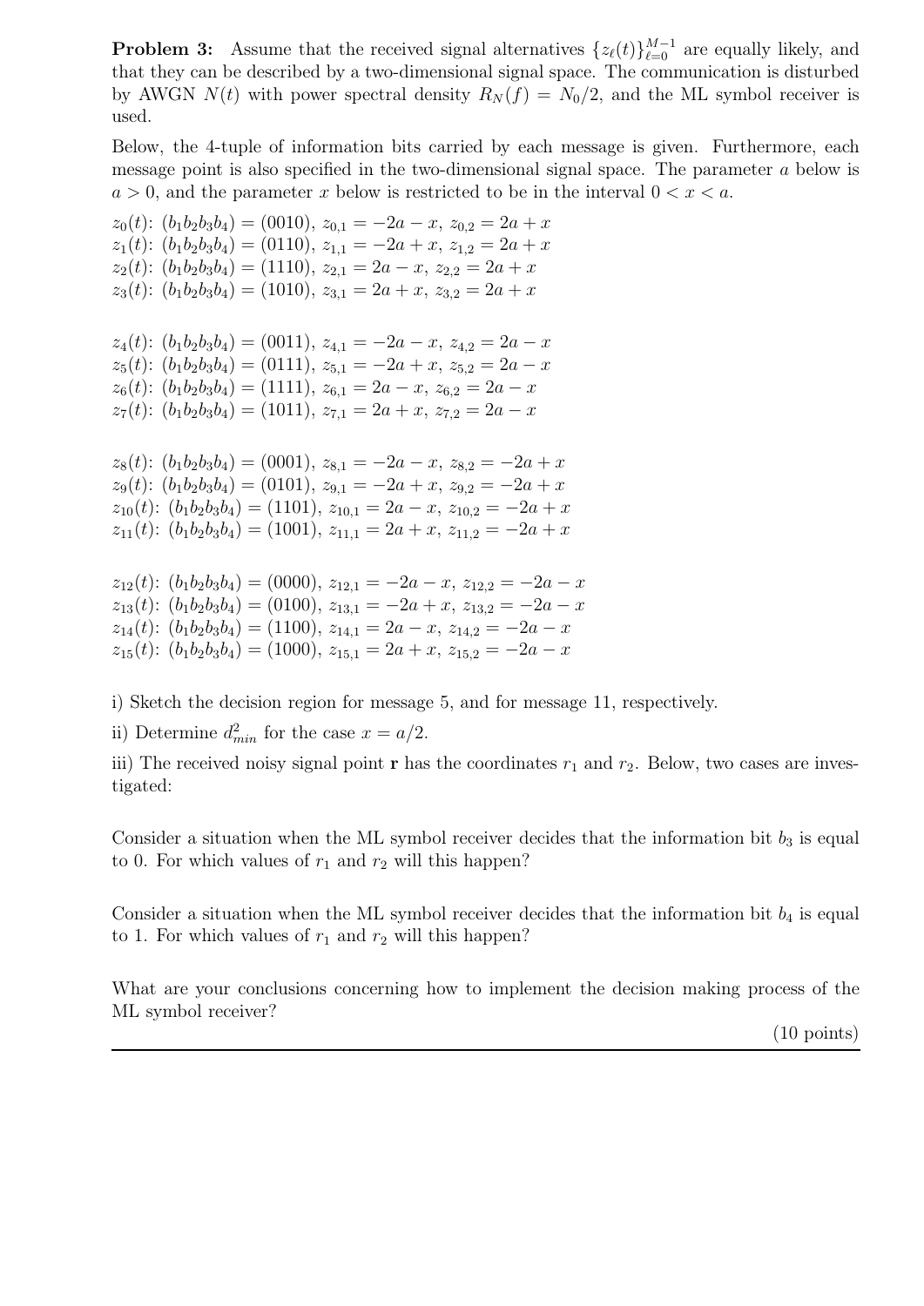**Problem 3:** Assume that the received signal alternatives $\{z_\ell(t)\}_{\ell=0}^{M-1}$ are equally likely, and that they can be described by a two-dimensional signal space. The communication is disturbed by AWGN $N(t)$ with power spectral density $R_N(f) = N_0/2$, and the ML symbol receiver is used.

Below, the 4-tuple of information bits carried by each message is given. Furthermore, each message point is also specified in the two-dimensional signal space. The parameter $a$ below is $a > 0$, and the parameter $x$ below is restricted to be in the interval $0 < x < a$.

$z_0(t)$: $(b_1b_2b_3b_4) = (0010)$, $z_{0,1} = -2a - x$, $z_{0,2} = 2a + x$
$z_1(t)$: $(b_1b_2b_3b_4) = (0110)$, $z_{1,1} = -2a + x$, $z_{1,2} = 2a + x$
$z_2(t)$: $(b_1b_2b_3b_4) = (1110)$, $z_{2,1} = 2a - x$, $z_{2,2} = 2a + x$
$z_3(t)$: $(b_1b_2b_3b_4) = (1010)$, $z_{3,1} = 2a + x$, $z_{3,2} = 2a + x$

$z_4(t)$: $(b_1b_2b_3b_4) = (0011)$, $z_{4,1} = -2a - x$, $z_{4,2} = 2a - x$
$z_5(t)$: $(b_1b_2b_3b_4) = (0111)$, $z_{5,1} = -2a + x$, $z_{5,2} = 2a - x$
$z_6(t)$: $(b_1b_2b_3b_4) = (1111)$, $z_{6,1} = 2a - x$, $z_{6,2} = 2a - x$
$z_7(t)$: $(b_1b_2b_3b_4) = (1011)$, $z_{7,1} = 2a + x$, $z_{7,2} = 2a - x$

$z_8(t)$: $(b_1b_2b_3b_4) = (0001)$, $z_{8,1} = -2a - x$, $z_{8,2} = -2a + x$
$z_9(t)$: $(b_1b_2b_3b_4) = (0101)$, $z_{9,1} = -2a + x$, $z_{9,2} = -2a + x$
$z_{10}(t)$: $(b_1b_2b_3b_4) = (1101)$, $z_{10,1} = 2a - x$, $z_{10,2} = -2a + x$
$z_{11}(t)$: $(b_1b_2b_3b_4) = (1001)$, $z_{11,1} = 2a + x$, $z_{11,2} = -2a + x$

$z_{12}(t)$: $(b_1b_2b_3b_4) = (0000)$, $z_{12,1} = -2a - x$, $z_{12,2} = -2a - x$
$z_{13}(t)$: $(b_1b_2b_3b_4) = (0100)$, $z_{13,1} = -2a + x$, $z_{13,2} = -2a - x$
$z_{14}(t)$: $(b_1b_2b_3b_4) = (1100)$, $z_{14,1} = 2a - x$, $z_{14,2} = -2a - x$
$z_{15}(t)$: $(b_1b_2b_3b_4) = (1000)$, $z_{15,1} = 2a + x$, $z_{15,2} = -2a - x$

i) Sketch the decision region for message 5, and for message 11, respectively.

ii) Determine $d_{min}^2$ for the case $x = a/2$.

iii) The received noisy signal point $\mathbf{r}$ has the coordinates $r_1$ and $r_2$. Below, two cases are investigated:

Consider a situation when the ML symbol receiver decides that the information bit $b_3$ is equal to 0. For which values of $r_1$ and $r_2$ will this happen?

Consider a situation when the ML symbol receiver decides that the information bit $b_4$ is equal to 1. For which values of $r_1$ and $r_2$ will this happen?

What are your conclusions concerning how to implement the decision making process of the ML symbol receiver?

(10 points)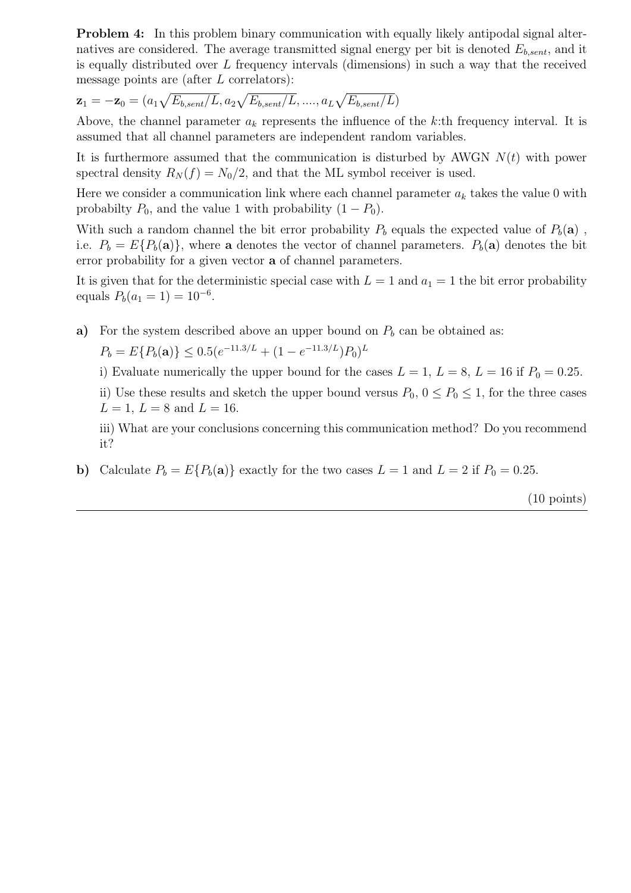**Problem 4:** In this problem binary communication with equally likely antipodal signal alternatives are considered. The average transmitted signal energy per bit is denoted $E_{b,sent}$, and it is equally distributed over $L$ frequency intervals (dimensions) in such a way that the received message points are (after $L$ correlators):

$\mathbf{z}_1 = -\mathbf{z}_0 = (a_1\sqrt{E_{b,sent}/L}, a_2\sqrt{E_{b,sent}/L}, ...., a_L\sqrt{E_{b,sent}/L})$

Above, the channel parameter $a_k$ represents the influence of the $k$:th frequency interval. It is assumed that all channel parameters are independent random variables.

It is furthermore assumed that the communication is disturbed by AWGN $N(t)$ with power spectral density $R_N(f) = N_0/2$, and that the ML symbol receiver is used.

Here we consider a communication link where each channel parameter $a_k$ takes the value 0 with probabilty $P_0$, and the value 1 with probability $(1 - P_0)$.

With such a random channel the bit error probability $P_b$ equals the expected value of $P_b(\mathbf{a})$, i.e. $P_b = E\{P_b(\mathbf{a})\}$, where $\mathbf{a}$ denotes the vector of channel parameters. $P_b(\mathbf{a})$ denotes the bit error probability for a given vector $\mathbf{a}$ of channel parameters.

It is given that for the deterministic special case with $L = 1$ and $a_1 = 1$ the bit error probability equals $P_b(a_1 = 1) = 10^{-6}$.

**a)** For the system described above an upper bound on $P_b$ can be obtained as:

$P_b = E\{P_b(\mathbf{a})\} \leq 0.5(e^{-11.3/L} + (1 - e^{-11.3/L})P_0)^L$

i) Evaluate numerically the upper bound for the cases $L = 1$, $L = 8$, $L = 16$ if $P_0 = 0.25$.

ii) Use these results and sketch the upper bound versus $P_0$, $0 \leq P_0 \leq 1$, for the three cases $L = 1$, $L = 8$ and $L = 16$.

iii) What are your conclusions concerning this communication method? Do you recommend it?

**b)** Calculate $P_b = E\{P_b(\mathbf{a})\}$ exactly for the two cases $L = 1$ and $L = 2$ if $P_0 = 0.25$.

(10 points)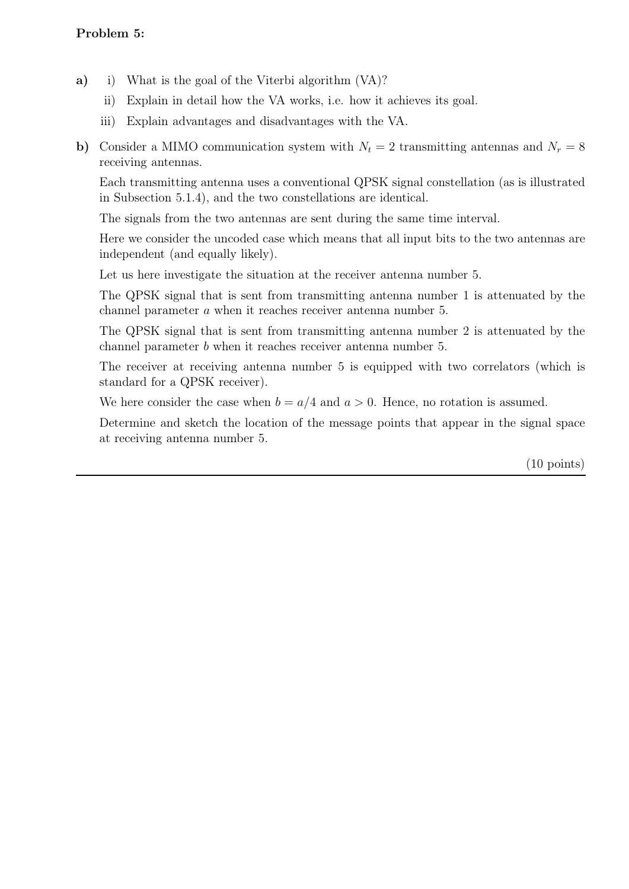**Problem 5:**

**a)**
  i) What is the goal of the Viterbi algorithm (VA)?

  ii) Explain in detail how the VA works, i.e. how it achieves its goal.

  iii) Explain advantages and disadvantages with the VA.

**b)** Consider a MIMO communication system with $N_t = 2$ transmitting antennas and $N_r = 8$ receiving antennas.

Each transmitting antenna uses a conventional QPSK signal constellation (as is illustrated in Subsection 5.1.4), and the two constellations are identical.

The signals from the two antennas are sent during the same time interval.

Here we consider the uncoded case which means that all input bits to the two antennas are independent (and equally likely).

Let us here investigate the situation at the receiver antenna number 5.

The QPSK signal that is sent from transmitting antenna number 1 is attenuated by the channel parameter $a$ when it reaches receiver antenna number 5.

The QPSK signal that is sent from transmitting antenna number 2 is attenuated by the channel parameter $b$ when it reaches receiver antenna number 5.

The receiver at receiving antenna number 5 is equipped with two correlators (which is standard for a QPSK receiver).

We here consider the case when $b = a/4$ and $a > 0$. Hence, no rotation is assumed.

Determine and sketch the location of the message points that appear in the signal space at receiving antenna number 5.

(10 points)